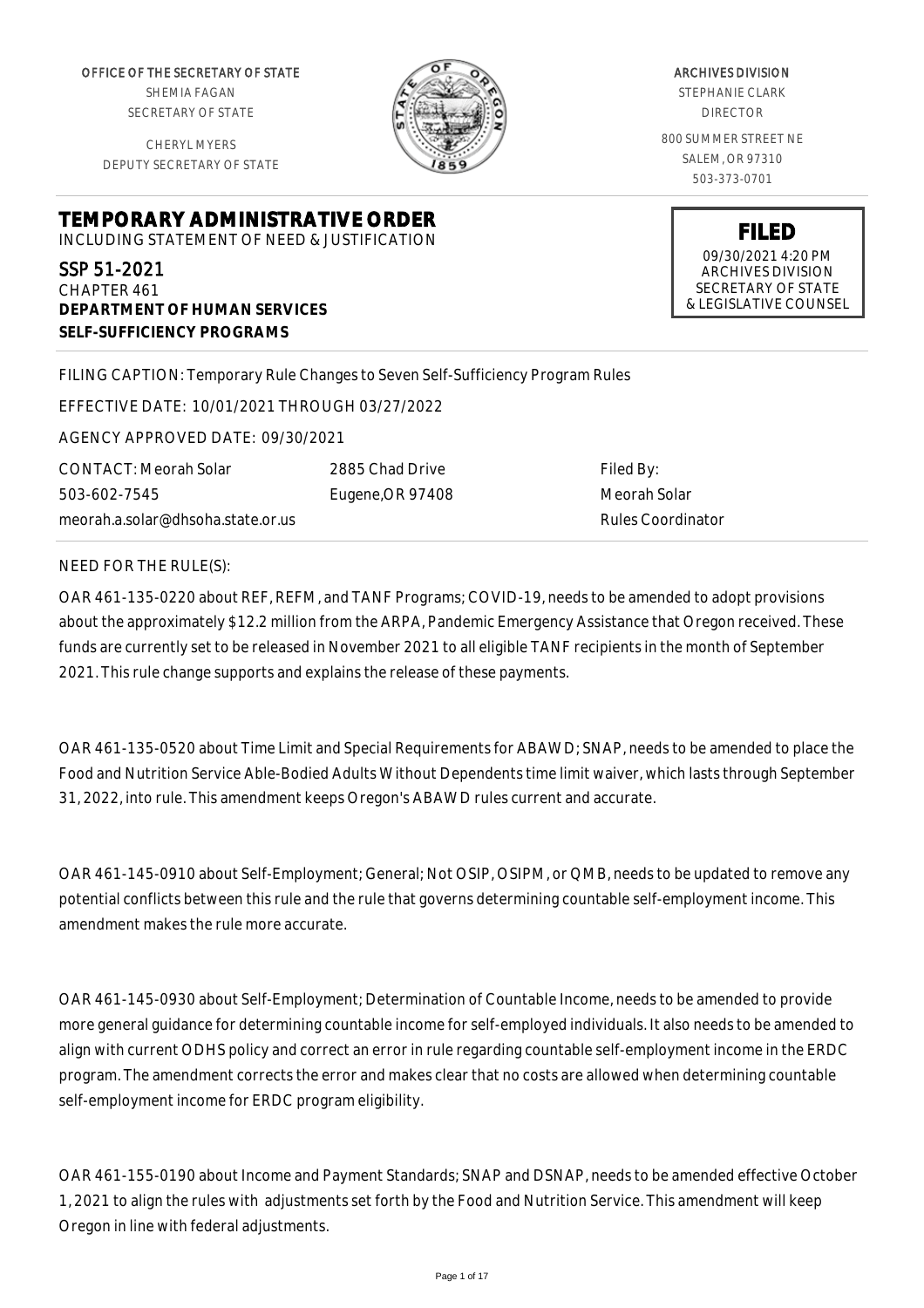OFFICE OF THE SECRETARY OF STATE
SHEMIA FAGAN
SECRETARY OF STATE

CHERYL MYERS
DEPUTY SECRETARY OF STATE

ARCHIVES DIVISION
STEPHANIE CLARK
DIRECTOR

800 SUMMER STREET NE
SALEM, OR 97310
503-373-0701

**FILED**
09/30/2021 4:20 PM
ARCHIVES DIVISION
SECRETARY OF STATE
& LEGISLATIVE COUNSEL

# TEMPORARY ADMINISTRATIVE ORDER

INCLUDING STATEMENT OF NEED & JUSTIFICATION

SSP 51-2021
CHAPTER 461
**DEPARTMENT OF HUMAN SERVICES**
**SELF-SUFFICIENCY PROGRAMS**

FILING CAPTION: Temporary Rule Changes to Seven Self-Sufficiency Program Rules

EFFECTIVE DATE: 10/01/2021 THROUGH 03/27/2022

AGENCY APPROVED DATE: 09/30/2021

CONTACT: Meorah Solar
503-602-7545
meorah.a.solar@dhsoha.state.or.us

2885 Chad Drive
Eugene,OR 97408

Filed By:
Meorah Solar
Rules Coordinator

NEED FOR THE RULE(S):

OAR 461-135-0220 about REF, REFM, and TANF Programs; COVID-19, needs to be amended to adopt provisions about the approximately $12.2 million from the ARPA, Pandemic Emergency Assistance that Oregon received. These funds are currently set to be released in November 2021 to all eligible TANF recipients in the month of September 2021. This rule change supports and explains the release of these payments.

OAR 461-135-0520 about Time Limit and Special Requirements for ABAWD; SNAP, needs to be amended to place the Food and Nutrition Service Able-Bodied Adults Without Dependents time limit waiver, which lasts through September 31, 2022, into rule. This amendment keeps Oregon's ABAWD rules current and accurate.

OAR 461-145-0910 about Self-Employment; General; Not OSIP, OSIPM, or QMB, needs to be updated to remove any potential conflicts between this rule and the rule that governs determining countable self-employment income. This amendment makes the rule more accurate.

OAR 461-145-0930 about Self-Employment; Determination of Countable Income, needs to be amended to provide more general guidance for determining countable income for self-employed individuals. It also needs to be amended to align with current ODHS policy and correct an error in rule regarding countable self-employment income in the ERDC program. The amendment corrects the error and makes clear that no costs are allowed when determining countable self-employment income for ERDC program eligibility.

OAR 461-155-0190 about Income and Payment Standards; SNAP and DSNAP, needs to be amended effective October 1, 2021 to align the rules with adjustments set forth by the Food and Nutrition Service. This amendment will keep Oregon in line with federal adjustments.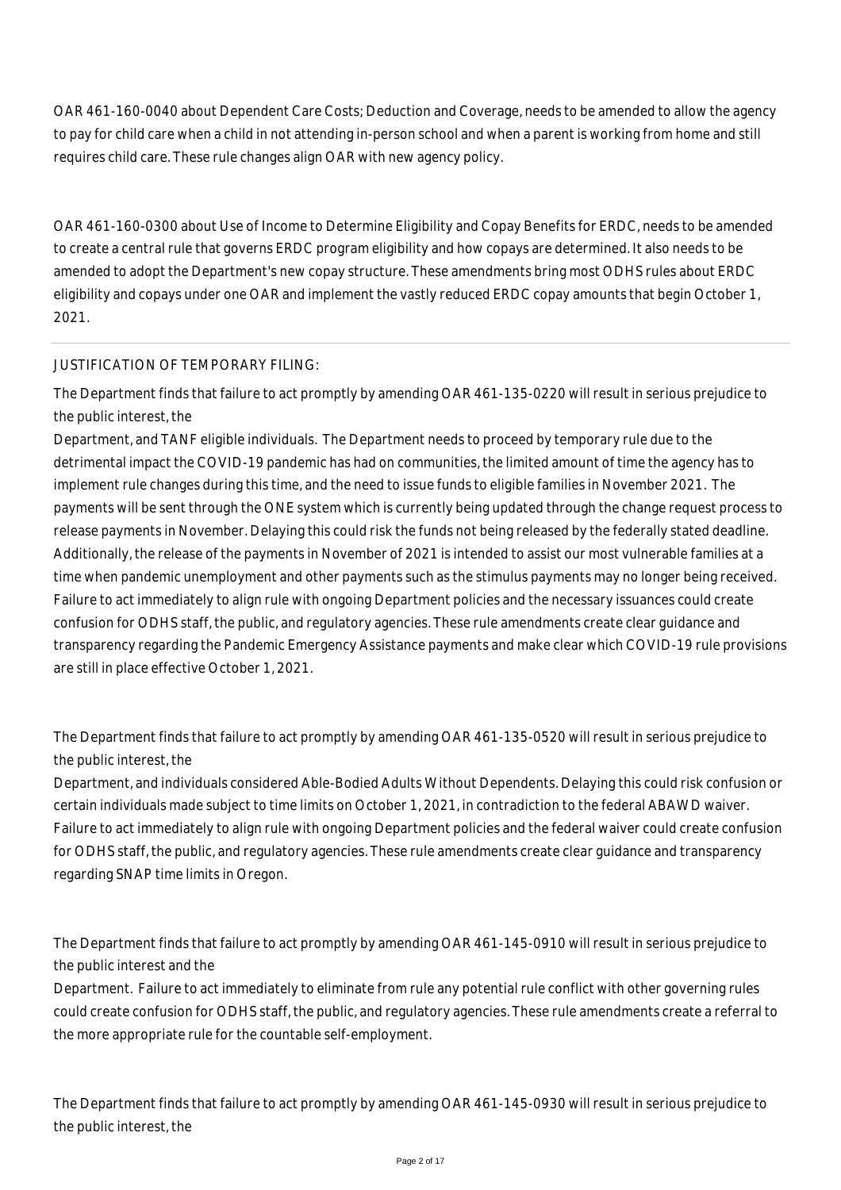OAR 461-160-0040 about Dependent Care Costs; Deduction and Coverage, needs to be amended to allow the agency to pay for child care when a child in not attending in-person school and when a parent is working from home and still requires child care. These rule changes align OAR with new agency policy.

OAR 461-160-0300 about Use of Income to Determine Eligibility and Copay Benefits for ERDC, needs to be amended to create a central rule that governs ERDC program eligibility and how copays are determined. It also needs to be amended to adopt the Department's new copay structure. These amendments bring most ODHS rules about ERDC eligibility and copays under one OAR and implement the vastly reduced ERDC copay amounts that begin October 1, 2021.

---

JUSTIFICATION OF TEMPORARY FILING:

The Department finds that failure to act promptly by amending OAR 461-135-0220 will result in serious prejudice to the public interest, the Department, and TANF eligible individuals. The Department needs to proceed by temporary rule due to the detrimental impact the COVID-19 pandemic has had on communities, the limited amount of time the agency has to implement rule changes during this time, and the need to issue funds to eligible families in November 2021. The payments will be sent through the ONE system which is currently being updated through the change request process to release payments in November. Delaying this could risk the funds not being released by the federally stated deadline. Additionally, the release of the payments in November of 2021 is intended to assist our most vulnerable families at a time when pandemic unemployment and other payments such as the stimulus payments may no longer being received. Failure to act immediately to align rule with ongoing Department policies and the necessary issuances could create confusion for ODHS staff, the public, and regulatory agencies. These rule amendments create clear guidance and transparency regarding the Pandemic Emergency Assistance payments and make clear which COVID-19 rule provisions are still in place effective October 1, 2021.

The Department finds that failure to act promptly by amending OAR 461-135-0520 will result in serious prejudice to the public interest, the Department, and individuals considered Able-Bodied Adults Without Dependents. Delaying this could risk confusion or certain individuals made subject to time limits on October 1, 2021, in contradiction to the federal ABAWD waiver. Failure to act immediately to align rule with ongoing Department policies and the federal waiver could create confusion for ODHS staff, the public, and regulatory agencies. These rule amendments create clear guidance and transparency regarding SNAP time limits in Oregon.

The Department finds that failure to act promptly by amending OAR 461-145-0910 will result in serious prejudice to the public interest and the Department. Failure to act immediately to eliminate from rule any potential rule conflict with other governing rules could create confusion for ODHS staff, the public, and regulatory agencies. These rule amendments create a referral to the more appropriate rule for the countable self-employment.

The Department finds that failure to act promptly by amending OAR 461-145-0930 will result in serious prejudice to the public interest, the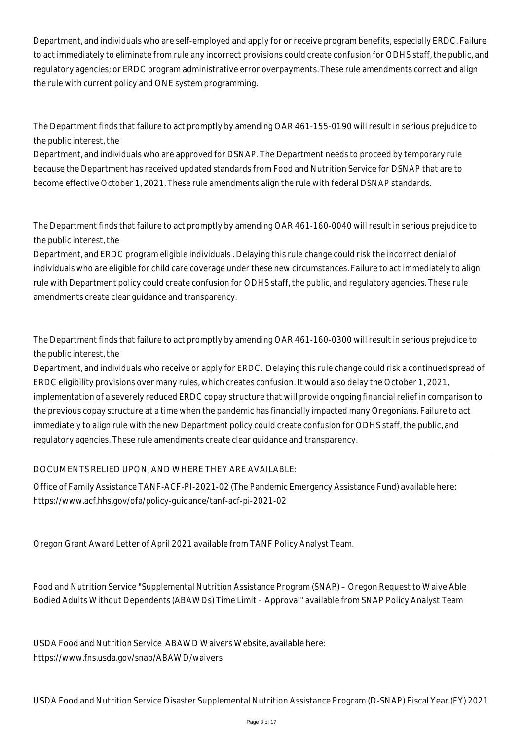Department, and individuals who are self-employed and apply for or receive program benefits, especially ERDC. Failure to act immediately to eliminate from rule any incorrect provisions could create confusion for ODHS staff, the public, and regulatory agencies; or ERDC program administrative error overpayments. These rule amendments correct and align the rule with current policy and ONE system programming.

The Department finds that failure to act promptly by amending OAR 461-155-0190 will result in serious prejudice to the public interest, the
Department, and individuals who are approved for DSNAP. The Department needs to proceed by temporary rule because the Department has received updated standards from Food and Nutrition Service for DSNAP that are to become effective October 1, 2021. These rule amendments align the rule with federal DSNAP standards.

The Department finds that failure to act promptly by amending OAR 461-160-0040 will result in serious prejudice to the public interest, the
Department, and ERDC program eligible individuals . Delaying this rule change could risk the incorrect denial of individuals who are eligible for child care coverage under these new circumstances. Failure to act immediately to align rule with Department policy could create confusion for ODHS staff, the public, and regulatory agencies. These rule amendments create clear guidance and transparency.

The Department finds that failure to act promptly by amending OAR 461-160-0300 will result in serious prejudice to the public interest, the
Department, and individuals who receive or apply for ERDC. Delaying this rule change could risk a continued spread of ERDC eligibility provisions over many rules, which creates confusion. It would also delay the October 1, 2021, implementation of a severely reduced ERDC copay structure that will provide ongoing financial relief in comparison to the previous copay structure at a time when the pandemic has financially impacted many Oregonians. Failure to act immediately to align rule with the new Department policy could create confusion for ODHS staff, the public, and regulatory agencies. These rule amendments create clear guidance and transparency.

DOCUMENTS RELIED UPON, AND WHERE THEY ARE AVAILABLE:

Office of Family Assistance TANF-ACF-PI-2021-02 (The Pandemic Emergency Assistance Fund) available here: https://www.acf.hhs.gov/ofa/policy-guidance/tanf-acf-pi-2021-02

Oregon Grant Award Letter of April 2021 available from TANF Policy Analyst Team.

Food and Nutrition Service "Supplemental Nutrition Assistance Program (SNAP) – Oregon Request to Waive Able Bodied Adults Without Dependents (ABAWDs) Time Limit – Approval" available from SNAP Policy Analyst Team

USDA Food and Nutrition Service ABAWD Waivers Website, available here:
https://www.fns.usda.gov/snap/ABAWD/waivers

USDA Food and Nutrition Service Disaster Supplemental Nutrition Assistance Program (D-SNAP) Fiscal Year (FY) 2021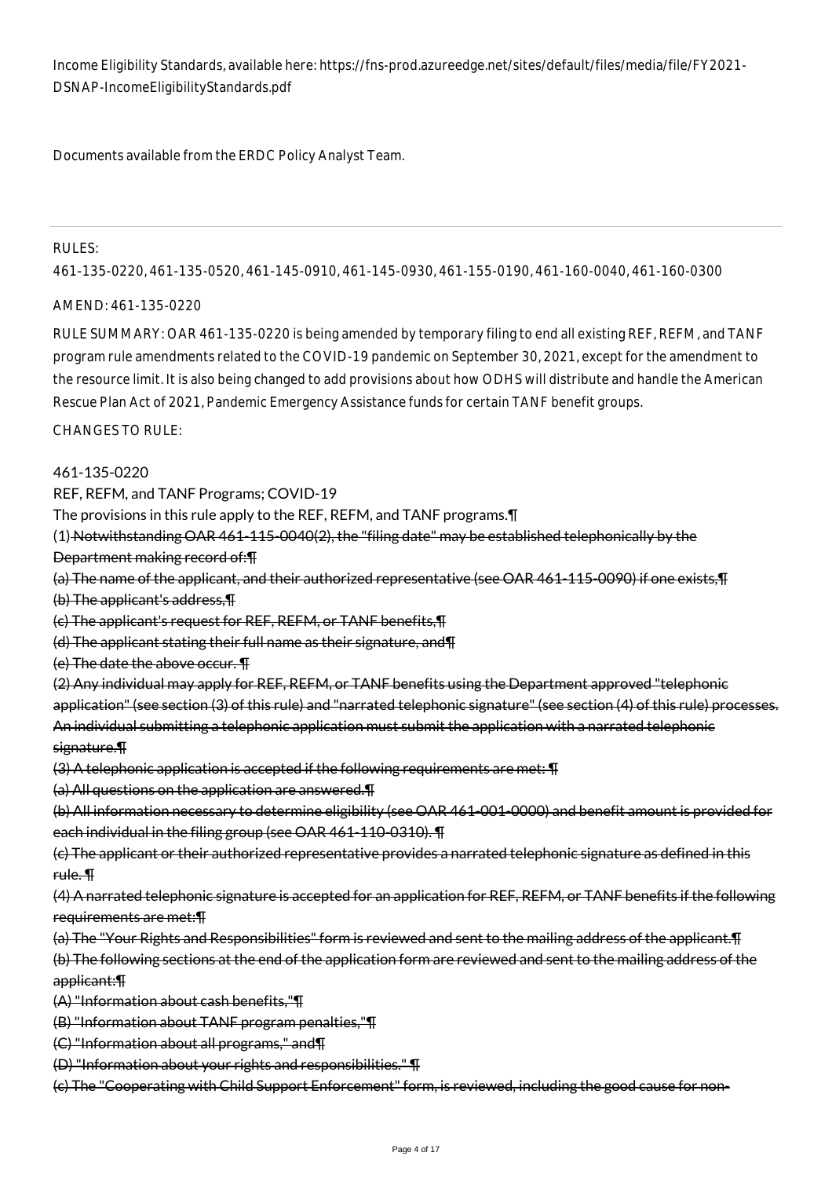Income Eligibility Standards, available here: https://fns-prod.azureedge.net/sites/default/files/media/file/FY2021-DSNAP-IncomeEligibilityStandards.pdf

Documents available from the ERDC Policy Analyst Team.

---

RULES:

461-135-0220, 461-135-0520, 461-145-0910, 461-145-0930, 461-155-0190, 461-160-0040, 461-160-0300

AMEND: 461-135-0220

RULE SUMMARY: OAR 461-135-0220 is being amended by temporary filing to end all existing REF, REFM, and TANF program rule amendments related to the COVID-19 pandemic on September 30, 2021, except for the amendment to the resource limit. It is also being changed to add provisions about how ODHS will distribute and handle the American Rescue Plan Act of 2021, Pandemic Emergency Assistance funds for certain TANF benefit groups.

CHANGES TO RULE:

461-135-0220
REF, REFM, and TANF Programs; COVID-19
The provisions in this rule apply to the REF, REFM, and TANF programs.¶
(1) ~~Notwithstanding OAR 461-115-0040(2), the "filing date" may be established telephonically by the Department making record of:¶~~
~~(a) The name of the applicant, and their authorized representative (see OAR 461-115-0090) if one exists,¶~~
~~(b) The applicant's address,¶~~
~~(c) The applicant's request for REF, REFM, or TANF benefits,¶~~
~~(d) The applicant stating their full name as their signature, and¶~~
~~(e) The date the above occur. ¶~~
~~(2) Any individual may apply for REF, REFM, or TANF benefits using the Department approved "telephonic application" (see section (3) of this rule) and "narrated telephonic signature" (see section (4) of this rule) processes. An individual submitting a telephonic application must submit the application with a narrated telephonic signature.¶~~
~~(3) A telephonic application is accepted if the following requirements are met: ¶~~
~~(a) All questions on the application are answered.¶~~
~~(b) All information necessary to determine eligibility (see OAR 461-001-0000) and benefit amount is provided for each individual in the filing group (see OAR 461-110-0310). ¶~~
~~(c) The applicant or their authorized representative provides a narrated telephonic signature as defined in this rule. ¶~~
~~(4) A narrated telephonic signature is accepted for an application for REF, REFM, or TANF benefits if the following requirements are met:¶~~
~~(a) The "Your Rights and Responsibilities" form is reviewed and sent to the mailing address of the applicant.¶~~
~~(b) The following sections at the end of the application form are reviewed and sent to the mailing address of the applicant:¶~~
~~(A) "Information about cash benefits,"¶~~
~~(B) "Information about TANF program penalties,"¶~~
~~(C) "Information about all programs," and¶~~
~~(D) "Information about your rights and responsibilities." ¶~~
~~(c) The "Cooperating with Child Support Enforcement" form, is reviewed, including the good cause for non-~~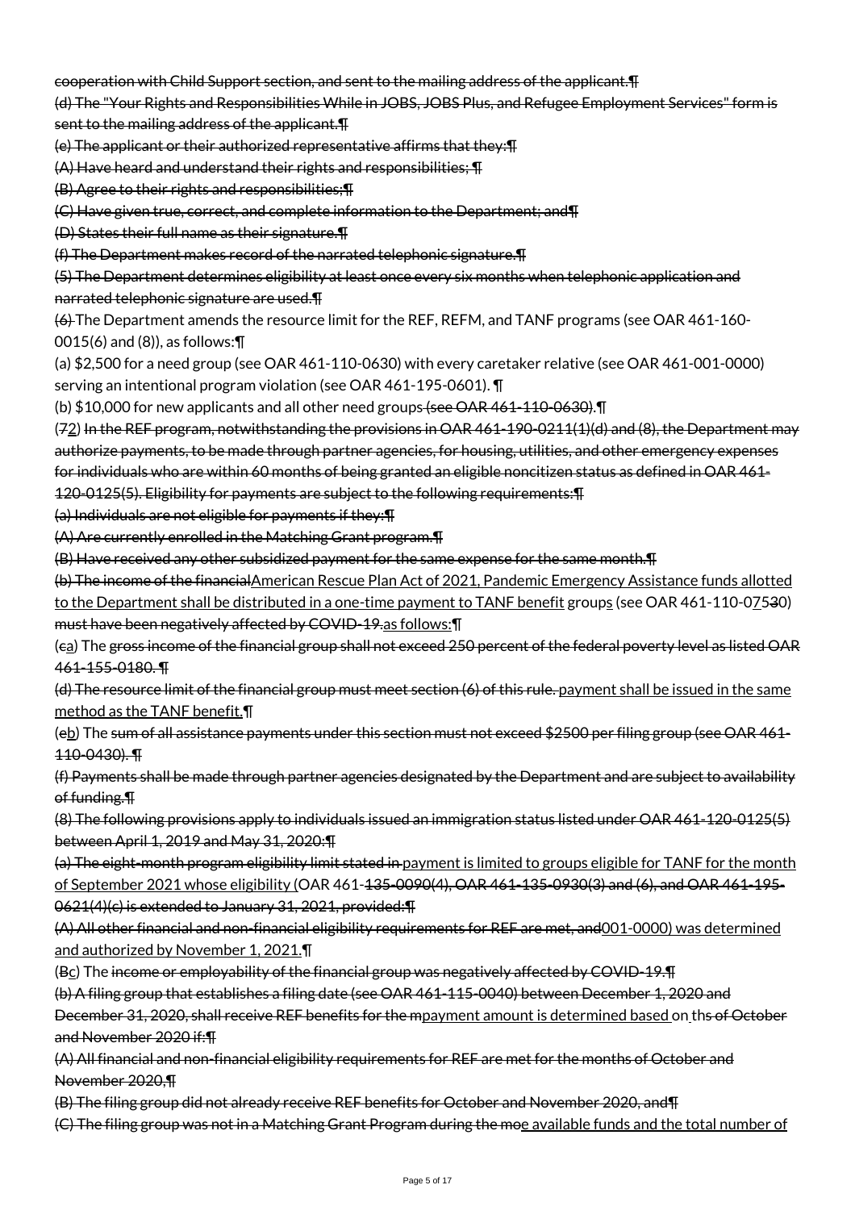~~cooperation with Child Support section, and sent to the mailing address of the applicant.~~¶

~~(d) The "Your Rights and Responsibilities While in JOBS, JOBS Plus, and Refugee Employment Services" form is sent to the mailing address of the applicant.~~¶

~~(e) The applicant or their authorized representative affirms that they:~~¶

~~(A) Have heard and understand their rights and responsibilities;~~ ¶

~~(B) Agree to their rights and responsibilities;~~¶

~~(C) Have given true, correct, and complete information to the Department; and~~¶

~~(D) States their full name as their signature.~~¶

~~(f) The Department makes record of the narrated telephonic signature.~~¶

~~(5) The Department determines eligibility at least once every six months when telephonic application and narrated telephonic signature are used.~~¶

~~(6)~~ The Department amends the resource limit for the REF, REFM, and TANF programs (see OAR 461-160-0015(6) and (8)), as follows:¶

(a) $2,500 for a need group (see OAR 461-110-0630) with every caretaker relative (see OAR 461-001-0000) serving an intentional program violation (see OAR 461-195-0601). ¶

(b) $10,000 for new applicants and all other need groups ~~(see OAR 461-110-0630)~~.¶

(~~7~~2) ~~In the REF program, notwithstanding the provisions in OAR 461-190-0211(1)(d) and (8), the Department may authorize payments, to be made through partner agencies, for housing, utilities, and other emergency expenses for individuals who are within 60 months of being granted an eligible noncitizen status as defined in OAR 461-120-0125(5). Eligibility for payments are subject to the following requirements:~~¶

~~(a) Individuals are not eligible for payments if they:~~¶

~~(A) Are currently enrolled in the Matching Grant program.~~¶

~~(B) Have received any other subsidized payment for the same expense for the same month.~~¶

~~(b) The income of the financial~~American Rescue Plan Act of 2021, Pandemic Emergency Assistance funds allotted to the Department shall be distributed in a one-time payment to TANF benefit groups (see OAR 461-110-0~~7~~5~~3~~0) ~~must have been negatively affected by COVID-19.~~as follows:¶

(~~c~~a) The ~~gross income of the financial group shall not exceed 250 percent of the federal poverty level as listed OAR 461-155-0180.~~ ¶

~~(d) The resource limit of the financial group must meet section (6) of this rule.~~ payment shall be issued in the same method as the TANF benefit.¶

(~~e~~b) The ~~sum of all assistance payments under this section must not exceed $2500 per filing group (see OAR 461-110-0430).~~ ¶

~~(f) Payments shall be made through partner agencies designated by the Department and are subject to availability of funding.~~¶

~~(8) The following provisions apply to individuals issued an immigration status listed under OAR 461-120-0125(5) between April 1, 2019 and May 31, 2020:~~¶

~~(a) The eight-month program eligibility limit stated in~~ payment is limited to groups eligible for TANF for the month of September 2021 whose eligibility (OAR 461-~~135-0090(4), OAR 461-135-0930(3) and (6), and OAR 461-195-0621(4)(c) is extended to January 31, 2021, provided:~~¶

~~(A) All other financial and non-financial eligibility requirements for REF are met, and~~001-0000) was determined and authorized by November 1, 2021.¶

(~~B~~c) The ~~income or employability of the financial group was negatively affected by COVID-19.~~¶

~~(b) A filing group that establishes a filing date (see OAR 461-115-0040) between December 1, 2020 and December 31, 2020, shall receive REF benefits for the m~~payment amount is determined based on th~~s of October and November 2020 if:~~¶

~~(A) All financial and non-financial eligibility requirements for REF are met for the months of October and November 2020,~~¶

~~(B) The filing group did not already receive REF benefits for October and November 2020, and~~¶

~~(C) The filing group was not in a Matching Grant Program during the mo~~e available funds and the total number of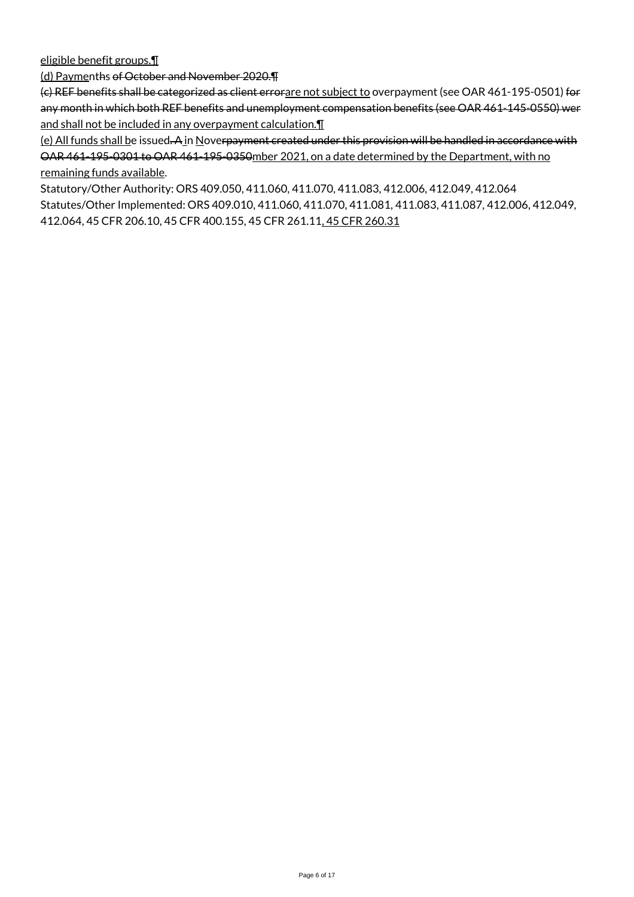eligible benefit groups.¶

(d) Paymenths of October and November 2020.¶

(c) REF benefits shall be categorized as client errorare not subject to overpayment (see OAR 461-195-0501) for any month in which both REF benefits and unemployment compensation benefits (see OAR 461-145-0550) wer and shall not be included in any overpayment calculation.¶

(e) All funds shall be issued. A in Noverpayment created under this provision will be handled in accordance with OAR 461-195-0301 to OAR 461-195-0350mber 2021, on a date determined by the Department, with no remaining funds available.

Statutory/Other Authority: ORS 409.050, 411.060, 411.070, 411.083, 412.006, 412.049, 412.064

Statutes/Other Implemented: ORS 409.010, 411.060, 411.070, 411.081, 411.083, 411.087, 412.006, 412.049, 412.064, 45 CFR 206.10, 45 CFR 400.155, 45 CFR 261.11, 45 CFR 260.31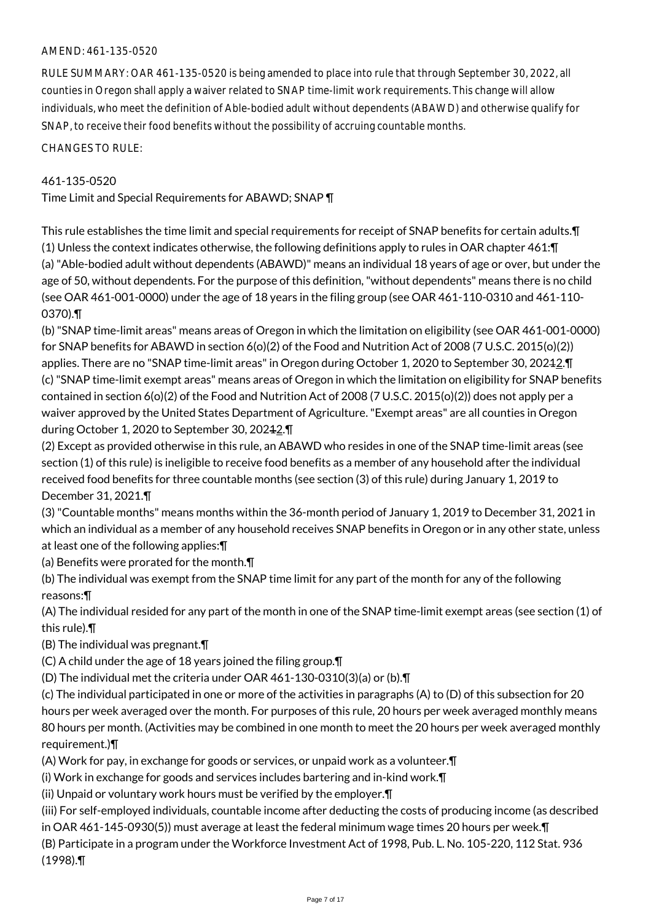AMEND: 461-135-0520

RULE SUMMARY: OAR 461-135-0520 is being amended to place into rule that through September 30, 2022, all counties in Oregon shall apply a waiver related to SNAP time-limit work requirements. This change will allow individuals, who meet the definition of Able-bodied adult without dependents (ABAWD) and otherwise qualify for SNAP, to receive their food benefits without the possibility of accruing countable months.

CHANGES TO RULE:

461-135-0520
Time Limit and Special Requirements for ABAWD; SNAP ¶

This rule establishes the time limit and special requirements for receipt of SNAP benefits for certain adults.¶
(1) Unless the context indicates otherwise, the following definitions apply to rules in OAR chapter 461:¶
(a) "Able-bodied adult without dependents (ABAWD)" means an individual 18 years of age or over, but under the age of 50, without dependents. For the purpose of this definition, "without dependents" means there is no child (see OAR 461-001-0000) under the age of 18 years in the filing group (see OAR 461-110-0310 and 461-110-0370).¶
(b) "SNAP time-limit areas" means areas of Oregon in which the limitation on eligibility (see OAR 461-001-0000) for SNAP benefits for ABAWD in section 6(o)(2) of the Food and Nutrition Act of 2008 (7 U.S.C. 2015(o)(2)) applies. There are no "SNAP time-limit areas" in Oregon during October 1, 2020 to September 30, 202~~1~~2.¶
(c) "SNAP time-limit exempt areas" means areas of Oregon in which the limitation on eligibility for SNAP benefits contained in section 6(o)(2) of the Food and Nutrition Act of 2008 (7 U.S.C. 2015(o)(2)) does not apply per a waiver approved by the United States Department of Agriculture. "Exempt areas" are all counties in Oregon during October 1, 2020 to September 30, 202~~1~~2.¶
(2) Except as provided otherwise in this rule, an ABAWD who resides in one of the SNAP time-limit areas (see section (1) of this rule) is ineligible to receive food benefits as a member of any household after the individual received food benefits for three countable months (see section (3) of this rule) during January 1, 2019 to December 31, 2021.¶
(3) "Countable months" means months within the 36-month period of January 1, 2019 to December 31, 2021 in which an individual as a member of any household receives SNAP benefits in Oregon or in any other state, unless at least one of the following applies:¶
(a) Benefits were prorated for the month.¶
(b) The individual was exempt from the SNAP time limit for any part of the month for any of the following reasons:¶
(A) The individual resided for any part of the month in one of the SNAP time-limit exempt areas (see section (1) of this rule).¶
(B) The individual was pregnant.¶
(C) A child under the age of 18 years joined the filing group.¶
(D) The individual met the criteria under OAR 461-130-0310(3)(a) or (b).¶
(c) The individual participated in one or more of the activities in paragraphs (A) to (D) of this subsection for 20 hours per week averaged over the month. For purposes of this rule, 20 hours per week averaged monthly means 80 hours per month. (Activities may be combined in one month to meet the 20 hours per week averaged monthly requirement.)¶
(A) Work for pay, in exchange for goods or services, or unpaid work as a volunteer.¶
(i) Work in exchange for goods and services includes bartering and in-kind work.¶
(ii) Unpaid or voluntary work hours must be verified by the employer.¶
(iii) For self-employed individuals, countable income after deducting the costs of producing income (as described in OAR 461-145-0930(5)) must average at least the federal minimum wage times 20 hours per week.¶
(B) Participate in a program under the Workforce Investment Act of 1998, Pub. L. No. 105-220, 112 Stat. 936 (1998).¶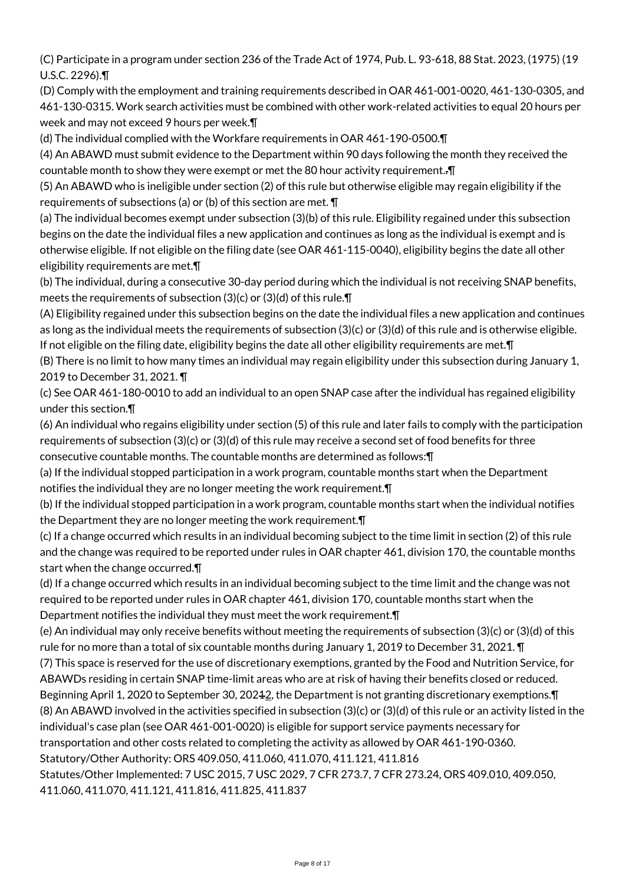(C) Participate in a program under section 236 of the Trade Act of 1974, Pub. L. 93-618, 88 Stat. 2023, (1975) (19 U.S.C. 2296).¶

(D) Comply with the employment and training requirements described in OAR 461-001-0020, 461-130-0305, and 461-130-0315. Work search activities must be combined with other work-related activities to equal 20 hours per week and may not exceed 9 hours per week.¶

(d) The individual complied with the Workfare requirements in OAR 461-190-0500.¶

(4) An ABAWD must submit evidence to the Department within 90 days following the month they received the countable month to show they were exempt or met the 80 hour activity requirement..¶

(5) An ABAWD who is ineligible under section (2) of this rule but otherwise eligible may regain eligibility if the requirements of subsections (a) or (b) of this section are met. ¶

(a) The individual becomes exempt under subsection (3)(b) of this rule. Eligibility regained under this subsection begins on the date the individual files a new application and continues as long as the individual is exempt and is otherwise eligible. If not eligible on the filing date (see OAR 461-115-0040), eligibility begins the date all other eligibility requirements are met.¶

(b) The individual, during a consecutive 30-day period during which the individual is not receiving SNAP benefits, meets the requirements of subsection (3)(c) or (3)(d) of this rule.¶

(A) Eligibility regained under this subsection begins on the date the individual files a new application and continues as long as the individual meets the requirements of subsection (3)(c) or (3)(d) of this rule and is otherwise eligible. If not eligible on the filing date, eligibility begins the date all other eligibility requirements are met.¶

(B) There is no limit to how many times an individual may regain eligibility under this subsection during January 1, 2019 to December 31, 2021. ¶

(c) See OAR 461-180-0010 to add an individual to an open SNAP case after the individual has regained eligibility under this section.¶

(6) An individual who regains eligibility under section (5) of this rule and later fails to comply with the participation requirements of subsection (3)(c) or (3)(d) of this rule may receive a second set of food benefits for three consecutive countable months. The countable months are determined as follows:¶

(a) If the individual stopped participation in a work program, countable months start when the Department notifies the individual they are no longer meeting the work requirement.¶

(b) If the individual stopped participation in a work program, countable months start when the individual notifies the Department they are no longer meeting the work requirement.¶

(c) If a change occurred which results in an individual becoming subject to the time limit in section (2) of this rule and the change was required to be reported under rules in OAR chapter 461, division 170, the countable months start when the change occurred.¶

(d) If a change occurred which results in an individual becoming subject to the time limit and the change was not required to be reported under rules in OAR chapter 461, division 170, countable months start when the Department notifies the individual they must meet the work requirement.¶

(e) An individual may only receive benefits without meeting the requirements of subsection (3)(c) or (3)(d) of this rule for no more than a total of six countable months during January 1, 2019 to December 31, 2021. ¶

(7) This space is reserved for the use of discretionary exemptions, granted by the Food and Nutrition Service, for ABAWDs residing in certain SNAP time-limit areas who are at risk of having their benefits closed or reduced. Beginning April 1, 2020 to September 30, 2021~~1~~2, the Department is not granting discretionary exemptions.¶

(8) An ABAWD involved in the activities specified in subsection (3)(c) or (3)(d) of this rule or an activity listed in the individual's case plan (see OAR 461-001-0020) is eligible for support service payments necessary for transportation and other costs related to completing the activity as allowed by OAR 461-190-0360.

Statutory/Other Authority: ORS 409.050, 411.060, 411.070, 411.121, 411.816

Statutes/Other Implemented: 7 USC 2015, 7 USC 2029, 7 CFR 273.7, 7 CFR 273.24, ORS 409.010, 409.050, 411.060, 411.070, 411.121, 411.816, 411.825, 411.837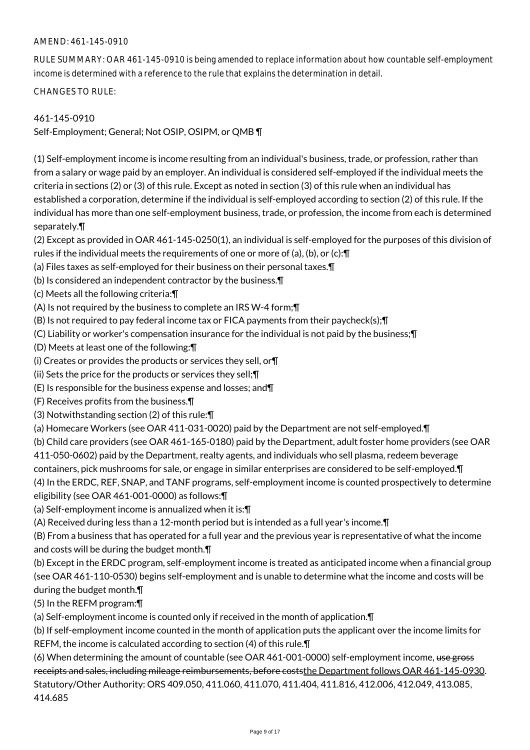AMEND: 461-145-0910

RULE SUMMARY: OAR 461-145-0910 is being amended to replace information about how countable self-employment income is determined with a reference to the rule that explains the determination in detail.

CHANGES TO RULE:

461-145-0910
Self-Employment; General; Not OSIP, OSIPM, or QMB ¶

(1) Self-employment income is income resulting from an individual's business, trade, or profession, rather than from a salary or wage paid by an employer. An individual is considered self-employed if the individual meets the criteria in sections (2) or (3) of this rule. Except as noted in section (3) of this rule when an individual has established a corporation, determine if the individual is self-employed according to section (2) of this rule. If the individual has more than one self-employment business, trade, or profession, the income from each is determined separately.¶
(2) Except as provided in OAR 461-145-0250(1), an individual is self-employed for the purposes of this division of rules if the individual meets the requirements of one or more of (a), (b), or (c):¶
(a) Files taxes as self-employed for their business on their personal taxes.¶
(b) Is considered an independent contractor by the business.¶
(c) Meets all the following criteria:¶
(A) Is not required by the business to complete an IRS W-4 form;¶
(B) Is not required to pay federal income tax or FICA payments from their paycheck(s);¶
(C) Liability or worker's compensation insurance for the individual is not paid by the business;¶
(D) Meets at least one of the following:¶
(i) Creates or provides the products or services they sell, or¶
(ii) Sets the price for the products or services they sell;¶
(E) Is responsible for the business expense and losses; and¶
(F) Receives profits from the business.¶
(3) Notwithstanding section (2) of this rule:¶
(a) Homecare Workers (see OAR 411-031-0020) paid by the Department are not self-employed.¶
(b) Child care providers (see OAR 461-165-0180) paid by the Department, adult foster home providers (see OAR 411-050-0602) paid by the Department, realty agents, and individuals who sell plasma, redeem beverage containers, pick mushrooms for sale, or engage in similar enterprises are considered to be self-employed.¶
(4) In the ERDC, REF, SNAP, and TANF programs, self-employment income is counted prospectively to determine eligibility (see OAR 461-001-0000) as follows:¶
(a) Self-employment income is annualized when it is:¶
(A) Received during less than a 12-month period but is intended as a full year's income.¶
(B) From a business that has operated for a full year and the previous year is representative of what the income and costs will be during the budget month.¶
(b) Except in the ERDC program, self-employment income is treated as anticipated income when a financial group (see OAR 461-110-0530) begins self-employment and is unable to determine what the income and costs will be during the budget month.¶
(5) In the REFM program:¶
(a) Self-employment income is counted only if received in the month of application.¶
(b) If self-employment income counted in the month of application puts the applicant over the income limits for REFM, the income is calculated according to section (4) of this rule.¶
(6) When determining the amount of countable (see OAR 461-001-0000) self-employment income, ~~use gross receipts and sales, including mileage reimbursements, before costs~~the Department follows OAR 461-145-0930.
Statutory/Other Authority: ORS 409.050, 411.060, 411.070, 411.404, 411.816, 412.006, 412.049, 413.085, 414.685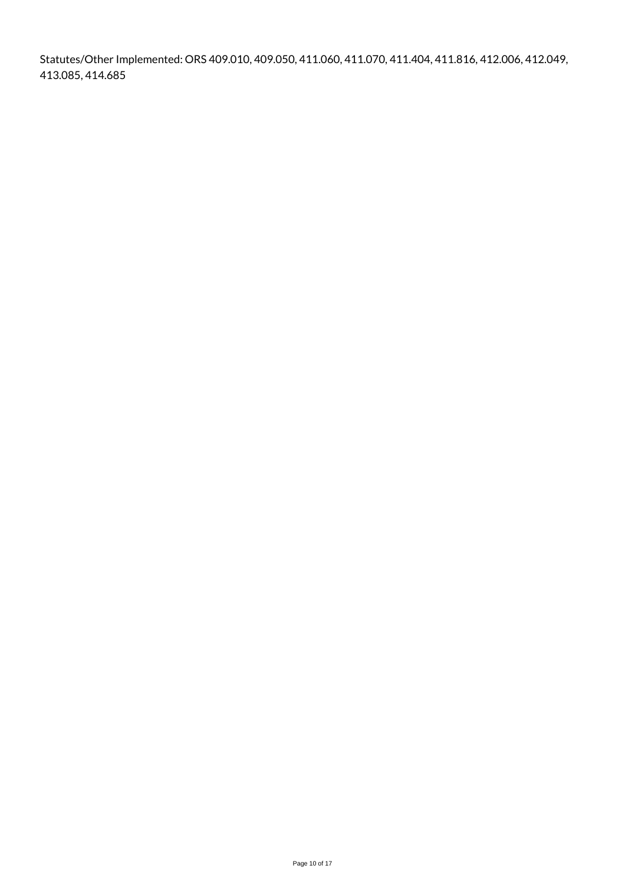Statutes/Other Implemented: ORS 409.010, 409.050, 411.060, 411.070, 411.404, 411.816, 412.006, 412.049, 413.085, 414.685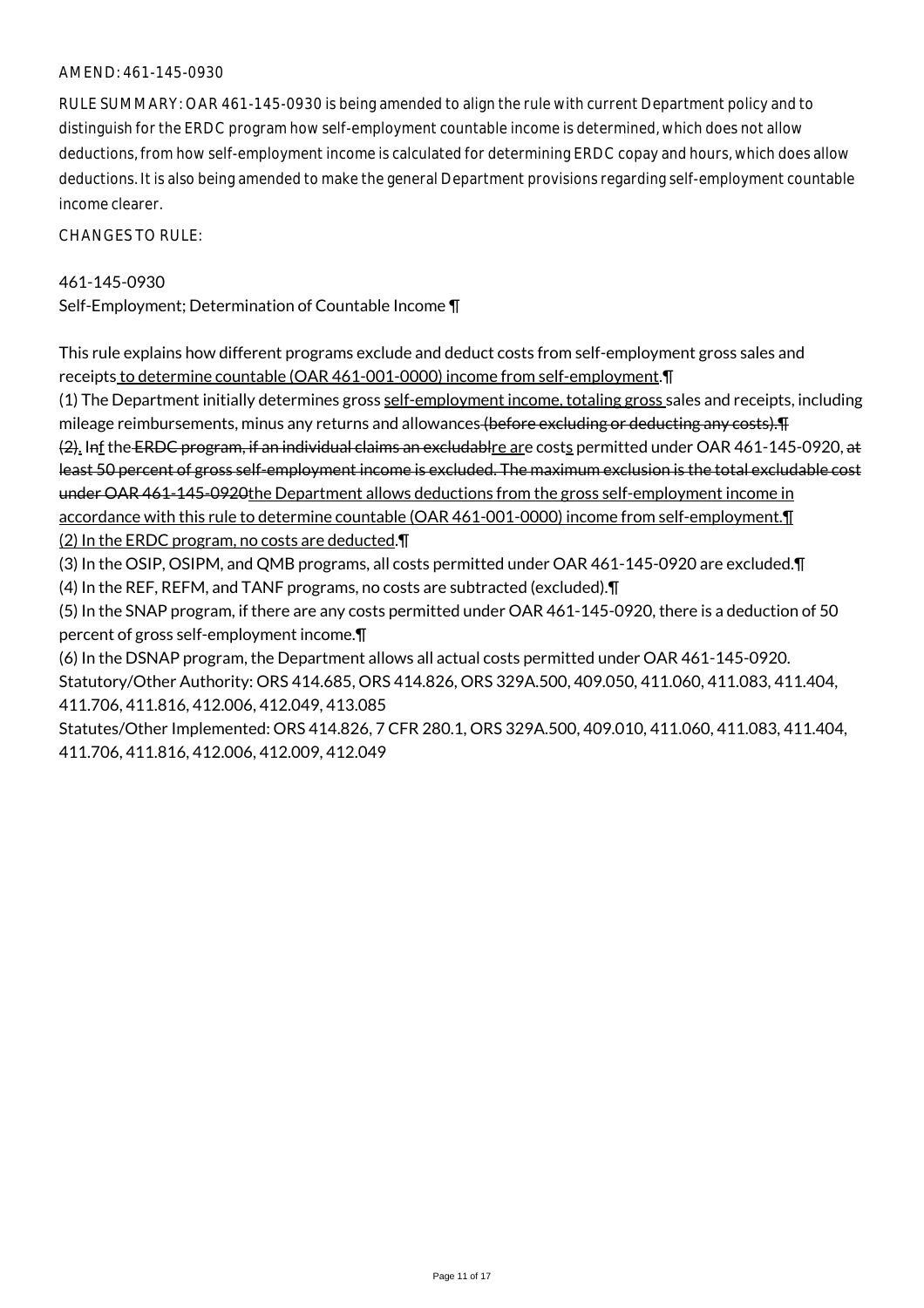AMEND: 461-145-0930

RULE SUMMARY: OAR 461-145-0930 is being amended to align the rule with current Department policy and to distinguish for the ERDC program how self-employment countable income is determined, which does not allow deductions, from how self-employment income is calculated for determining ERDC copay and hours, which does allow deductions. It is also being amended to make the general Department provisions regarding self-employment countable income clearer.

CHANGES TO RULE:

461-145-0930
Self-Employment; Determination of Countable Income ¶

This rule explains how different programs exclude and deduct costs from self-employment gross sales and receipts to determine countable (OAR 461-001-0000) income from self-employment.¶
(1) The Department initially determines gross self-employment income, totaling gross sales and receipts, including mileage reimbursements, minus any returns and allowances (before excluding or deducting any costs).¶
(2). Inf the ERDC program, if an individual claims an excludablre are costs permitted under OAR 461-145-0920, at least 50 percent of gross self-employment income is excluded. The maximum exclusion is the total excludable cost under OAR 461-145-0920the Department allows deductions from the gross self-employment income in accordance with this rule to determine countable (OAR 461-001-0000) income from self-employment.¶
(2) In the ERDC program, no costs are deducted.¶
(3) In the OSIP, OSIPM, and QMB programs, all costs permitted under OAR 461-145-0920 are excluded.¶
(4) In the REF, REFM, and TANF programs, no costs are subtracted (excluded).¶
(5) In the SNAP program, if there are any costs permitted under OAR 461-145-0920, there is a deduction of 50 percent of gross self-employment income.¶
(6) In the DSNAP program, the Department allows all actual costs permitted under OAR 461-145-0920.
Statutory/Other Authority: ORS 414.685, ORS 414.826, ORS 329A.500, 409.050, 411.060, 411.083, 411.404, 411.706, 411.816, 412.006, 412.049, 413.085
Statutes/Other Implemented: ORS 414.826, 7 CFR 280.1, ORS 329A.500, 409.010, 411.060, 411.083, 411.404, 411.706, 411.816, 412.006, 412.009, 412.049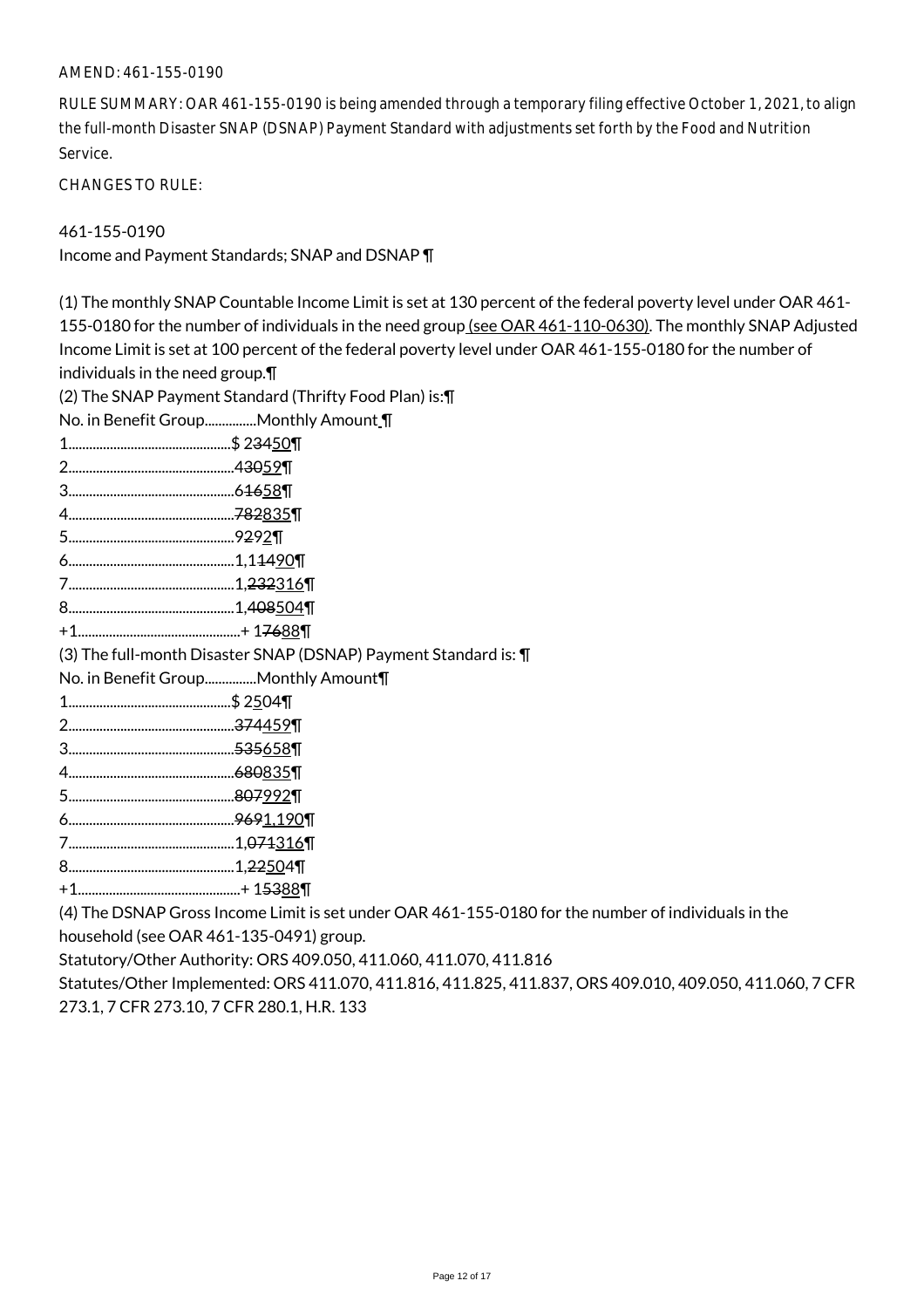AMEND: 461-155-0190

RULE SUMMARY: OAR 461-155-0190 is being amended through a temporary filing effective October 1, 2021, to align the full-month Disaster SNAP (DSNAP) Payment Standard with adjustments set forth by the Food and Nutrition Service.

CHANGES TO RULE:

461-155-0190
Income and Payment Standards; SNAP and DSNAP ¶

(1) The monthly SNAP Countable Income Limit is set at 130 percent of the federal poverty level under OAR 461-155-0180 for the number of individuals in the need group<u> (see OAR 461-110-0630)</u>. The monthly SNAP Adjusted Income Limit is set at 100 percent of the federal poverty level under OAR 461-155-0180 for the number of individuals in the need group.¶

(2) The SNAP Payment Standard (Thrifty Food Plan) is:¶

No. in Benefit Group...............Monthly Amount ¶

1...............................................$ 2~~34~~<u>50</u>¶

2...............................................4~~30~~<u>59</u>¶

3...............................................6~~16~~<u>58</u>¶

4...............................................~~782~~<u>835</u>¶

5...............................................9~~2~~9<u>2</u>¶

6...............................................1,1~~14~~<u>90</u>¶

7...............................................1,~~232~~<u>316</u>¶

8...............................................1,~~408~~<u>504</u>¶

+1...............................................+ 1~~76~~<u>88</u>¶

(3) The full-month Disaster SNAP (DSNAP) Payment Standard is: ¶

No. in Benefit Group...............Monthly Amount¶

1...............................................$ 2<u>5</u>04¶

2...............................................~~374~~<u>459</u>¶

3...............................................~~535~~<u>658</u>¶

4...............................................~~680~~<u>835</u>¶

5...............................................~~807~~<u>992</u>¶

6...............................................~~969~~<u>1,190</u>¶

7...............................................1,~~071~~<u>316</u>¶

8...............................................1,~~22~~<u>50</u>4¶

+1...............................................+ 1~~53~~<u>88</u>¶

(4) The DSNAP Gross Income Limit is set under OAR 461-155-0180 for the number of individuals in the household (see OAR 461-135-0491) group.

Statutory/Other Authority: ORS 409.050, 411.060, 411.070, 411.816

Statutes/Other Implemented: ORS 411.070, 411.816, 411.825, 411.837, ORS 409.010, 409.050, 411.060, 7 CFR 273.1, 7 CFR 273.10, 7 CFR 280.1, H.R. 133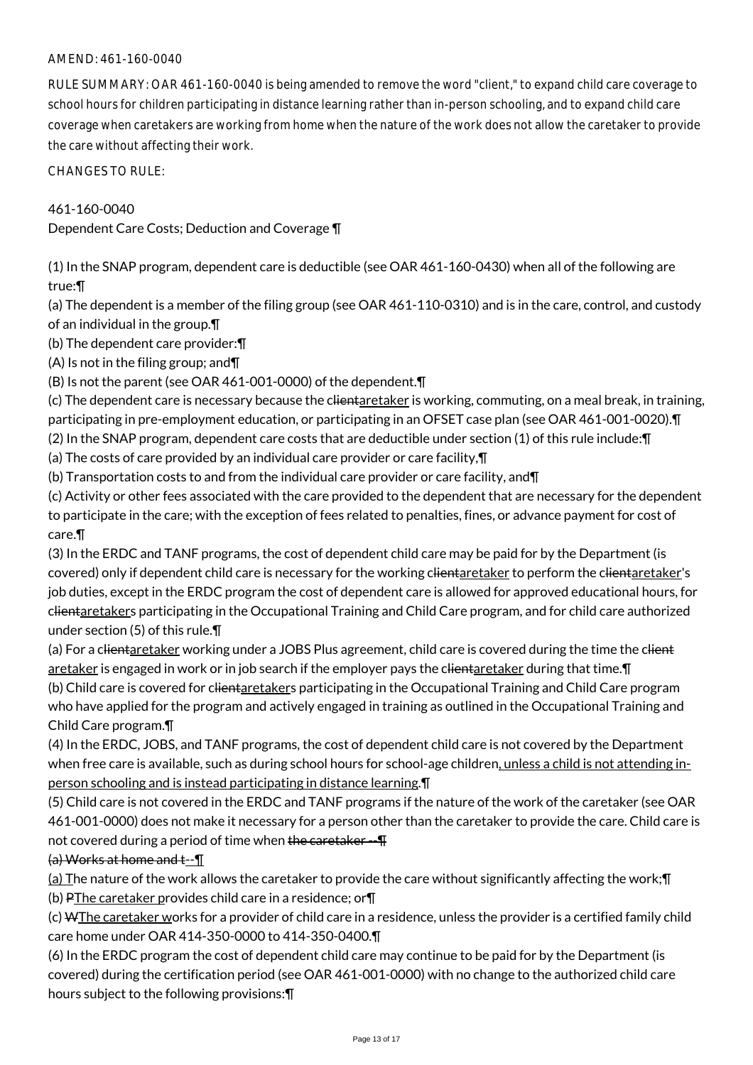AMEND: 461-160-0040

RULE SUMMARY: OAR 461-160-0040 is being amended to remove the word "client," to expand child care coverage to school hours for children participating in distance learning rather than in-person schooling, and to expand child care coverage when caretakers are working from home when the nature of the work does not allow the caretaker to provide the care without affecting their work.

CHANGES TO RULE:

461-160-0040
Dependent Care Costs; Deduction and Coverage ¶

(1) In the SNAP program, dependent care is deductible (see OAR 461-160-0430) when all of the following are true:¶
(a) The dependent is a member of the filing group (see OAR 461-110-0310) and is in the care, control, and custody of an individual in the group.¶
(b) The dependent care provider:¶
(A) Is not in the filing group; and¶
(B) Is not the parent (see OAR 461-001-0000) of the dependent.¶
(c) The dependent care is necessary because the ~~client~~aretaker is working, commuting, on a meal break, in training, participating in pre-employment education, or participating in an OFSET case plan (see OAR 461-001-0020).¶
(2) In the SNAP program, dependent care costs that are deductible under section (1) of this rule include:¶
(a) The costs of care provided by an individual care provider or care facility,¶
(b) Transportation costs to and from the individual care provider or care facility, and¶
(c) Activity or other fees associated with the care provided to the dependent that are necessary for the dependent to participate in the care; with the exception of fees related to penalties, fines, or advance payment for cost of care.¶
(3) In the ERDC and TANF programs, the cost of dependent child care may be paid for by the Department (is covered) only if dependent child care is necessary for the working ~~client~~aretaker to perform the ~~client~~aretaker's job duties, except in the ERDC program the cost of dependent care is allowed for approved educational hours, for ~~client~~aretakers participating in the Occupational Training and Child Care program, and for child care authorized under section (5) of this rule.¶
(a) For a ~~client~~aretaker working under a JOBS Plus agreement, child care is covered during the time the ~~client~~ aretaker is engaged in work or in job search if the employer pays the ~~client~~aretaker during that time.¶
(b) Child care is covered for ~~client~~aretakers participating in the Occupational Training and Child Care program who have applied for the program and actively engaged in training as outlined in the Occupational Training and Child Care program.¶
(4) In the ERDC, JOBS, and TANF programs, the cost of dependent child care is not covered by the Department when free care is available, such as during school hours for school-age children, unless a child is not attending in-person schooling and is instead participating in distance learning.¶
(5) Child care is not covered in the ERDC and TANF programs if the nature of the work of the caretaker (see OAR 461-001-0000) does not make it necessary for a person other than the caretaker to provide the care. Child care is not covered during a period of time when ~~the caretaker --¶~~
~~(a) Works at home and t~~--¶
(a) The nature of the work allows the caretaker to provide the care without significantly affecting the work;¶
(b) ~~P~~The caretaker provides child care in a residence; or¶
(c) ~~W~~The caretaker works for a provider of child care in a residence, unless the provider is a certified family child care home under OAR 414-350-0000 to 414-350-0400.¶
(6) In the ERDC program the cost of dependent child care may continue to be paid for by the Department (is covered) during the certification period (see OAR 461-001-0000) with no change to the authorized child care hours subject to the following provisions:¶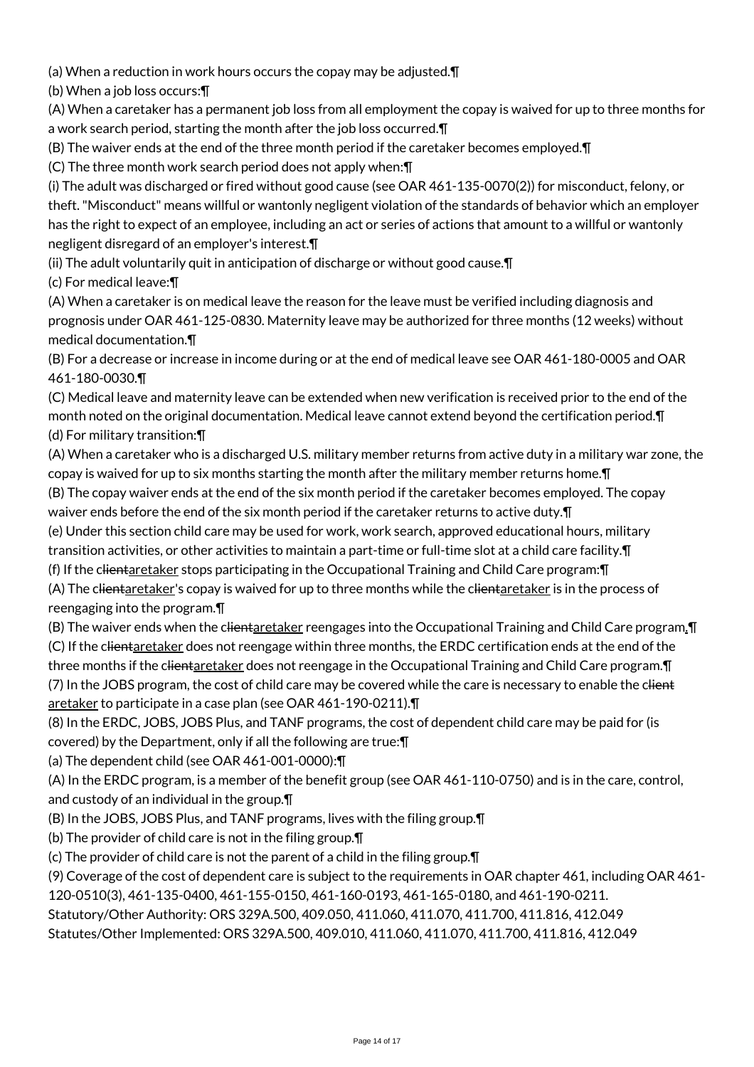(a) When a reduction in work hours occurs the copay may be adjusted.¶

(b) When a job loss occurs:¶

(A) When a caretaker has a permanent job loss from all employment the copay is waived for up to three months for a work search period, starting the month after the job loss occurred.¶

(B) The waiver ends at the end of the three month period if the caretaker becomes employed.¶

(C) The three month work search period does not apply when:¶

(i) The adult was discharged or fired without good cause (see OAR 461-135-0070(2)) for misconduct, felony, or theft. "Misconduct" means willful or wantonly negligent violation of the standards of behavior which an employer has the right to expect of an employee, including an act or series of actions that amount to a willful or wantonly negligent disregard of an employer's interest.¶

(ii) The adult voluntarily quit in anticipation of discharge or without good cause.¶

(c) For medical leave:¶

(A) When a caretaker is on medical leave the reason for the leave must be verified including diagnosis and prognosis under OAR 461-125-0830. Maternity leave may be authorized for three months (12 weeks) without medical documentation.¶

(B) For a decrease or increase in income during or at the end of medical leave see OAR 461-180-0005 and OAR 461-180-0030.¶

(C) Medical leave and maternity leave can be extended when new verification is received prior to the end of the month noted on the original documentation. Medical leave cannot extend beyond the certification period.¶

(d) For military transition:¶

(A) When a caretaker who is a discharged U.S. military member returns from active duty in a military war zone, the copay is waived for up to six months starting the month after the military member returns home.¶

(B) The copay waiver ends at the end of the six month period if the caretaker becomes employed. The copay waiver ends before the end of the six month period if the caretaker returns to active duty.¶

(e) Under this section child care may be used for work, work search, approved educational hours, military transition activities, or other activities to maintain a part-time or full-time slot at a child care facility.¶

(f) If the ~~client~~caretaker stops participating in the Occupational Training and Child Care program:¶

(A) The ~~client~~caretaker's copay is waived for up to three months while the ~~client~~caretaker is in the process of reengaging into the program.¶

(B) The waiver ends when the ~~client~~caretaker reengages into the Occupational Training and Child Care program.¶

(C) If the ~~client~~caretaker does not reengage within three months, the ERDC certification ends at the end of the three months if the ~~client~~caretaker does not reengage in the Occupational Training and Child Care program.¶

(7) In the JOBS program, the cost of child care may be covered while the care is necessary to enable the ~~client~~ caretaker to participate in a case plan (see OAR 461-190-0211).¶

(8) In the ERDC, JOBS, JOBS Plus, and TANF programs, the cost of dependent child care may be paid for (is covered) by the Department, only if all the following are true:¶

(a) The dependent child (see OAR 461-001-0000):¶

(A) In the ERDC program, is a member of the benefit group (see OAR 461-110-0750) and is in the care, control, and custody of an individual in the group.¶

(B) In the JOBS, JOBS Plus, and TANF programs, lives with the filing group.¶

(b) The provider of child care is not in the filing group.¶

(c) The provider of child care is not the parent of a child in the filing group.¶

(9) Coverage of the cost of dependent care is subject to the requirements in OAR chapter 461, including OAR 461-120-0510(3), 461-135-0400, 461-155-0150, 461-160-0193, 461-165-0180, and 461-190-0211.

Statutory/Other Authority: ORS 329A.500, 409.050, 411.060, 411.070, 411.700, 411.816, 412.049

Statutes/Other Implemented: ORS 329A.500, 409.010, 411.060, 411.070, 411.700, 411.816, 412.049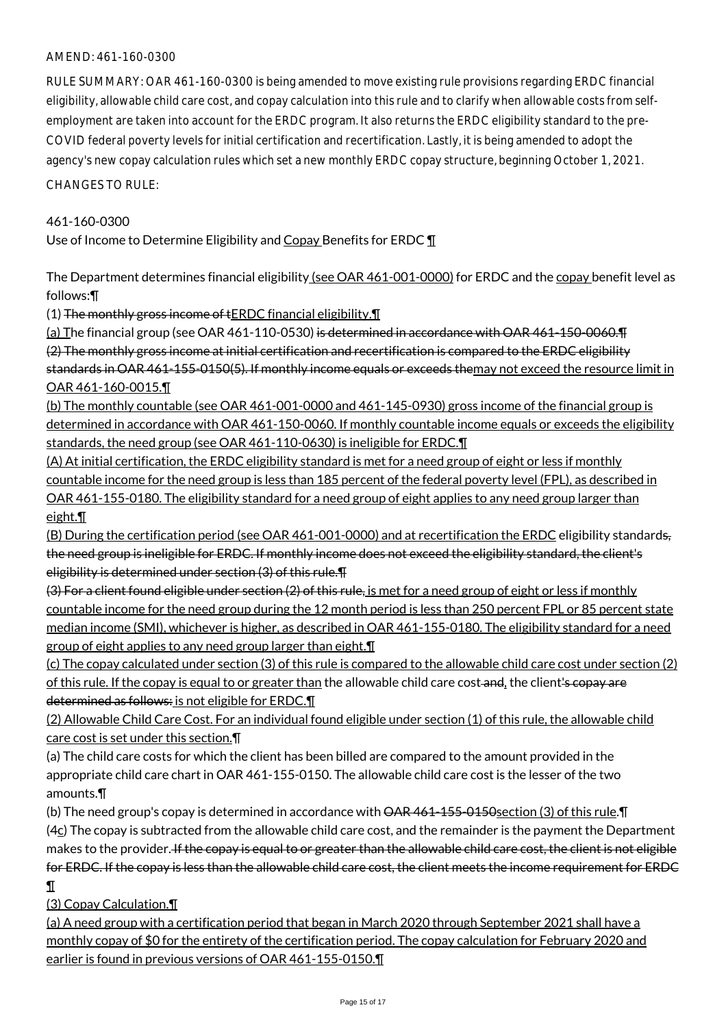AMEND: 461-160-0300

RULE SUMMARY: OAR 461-160-0300 is being amended to move existing rule provisions regarding ERDC financial eligibility, allowable child care cost, and copay calculation into this rule and to clarify when allowable costs from self-employment are taken into account for the ERDC program. It also returns the ERDC eligibility standard to the pre-COVID federal poverty levels for initial certification and recertification. Lastly, it is being amended to adopt the agency's new copay calculation rules which set a new monthly ERDC copay structure, beginning October 1, 2021.

CHANGES TO RULE:

461-160-0300

Use of Income to Determine Eligibility and Copay Benefits for ERDC ¶

The Department determines financial eligibility (see OAR 461-001-0000) for ERDC and the copay benefit level as follows:¶

(1) ~~The monthly gross income of t~~ERDC financial eligibility.¶

(a) The financial group (see OAR 461-110-0530) ~~is determined in accordance with OAR 461-150-0060.¶~~
~~(2) The monthly gross income at initial certification and recertification is compared to the ERDC eligibility standards in OAR 461-155-0150(5). If monthly income equals or exceeds the~~may not exceed the resource limit in OAR 461-160-0015.¶

(b) The monthly countable (see OAR 461-001-0000 and 461-145-0930) gross income of the financial group is determined in accordance with OAR 461-150-0060. If monthly countable income equals or exceeds the eligibility standards, the need group (see OAR 461-110-0630) is ineligible for ERDC.¶

(A) At initial certification, the ERDC eligibility standard is met for a need group of eight or less if monthly countable income for the need group is less than 185 percent of the federal poverty level (FPL), as described in OAR 461-155-0180. The eligibility standard for a need group of eight applies to any need group larger than eight.¶

(B) During the certification period (see OAR 461-001-0000) and at recertification the ERDC eligibility standard~~s, the need group is ineligible for ERDC. If monthly income does not exceed the eligibility standard, the client's eligibility is determined under section (3) of this rule.¶~~
~~(3) For a client found eligible under section (2) of this rule~~, is met for a need group of eight or less if monthly countable income for the need group during the 12 month period is less than 250 percent FPL or 85 percent state median income (SMI), whichever is higher, as described in OAR 461-155-0180. The eligibility standard for a need group of eight applies to any need group larger than eight.¶

(c) The copay calculated under section (3) of this rule is compared to the allowable child care cost under section (2) of this rule. If the copay is equal to or greater than the allowable child care cost ~~and~~, the client~~'s copay are determined as follows:~~ is not eligible for ERDC.¶

(2) Allowable Child Care Cost. For an individual found eligible under section (1) of this rule, the allowable child care cost is set under this section.¶

(a) The child care costs for which the client has been billed are compared to the amount provided in the appropriate child care chart in OAR 461-155-0150. The allowable child care cost is the lesser of the two amounts.¶

(b) The need group's copay is determined in accordance with ~~OAR 461-155-0150~~section (3) of this rule.¶

(~~4~~c) The copay is subtracted from the allowable child care cost, and the remainder is the payment the Department makes to the provider. ~~If the copay is equal to or greater than the allowable child care cost, the client is not eligible for ERDC. If the copay is less than the allowable child care cost, the client meets the income requirement for ERDC¶~~

(3) Copay Calculation.¶

(a) A need group with a certification period that began in March 2020 through September 2021 shall have a monthly copay of $0 for the entirety of the certification period. The copay calculation for February 2020 and earlier is found in previous versions of OAR 461-155-0150.¶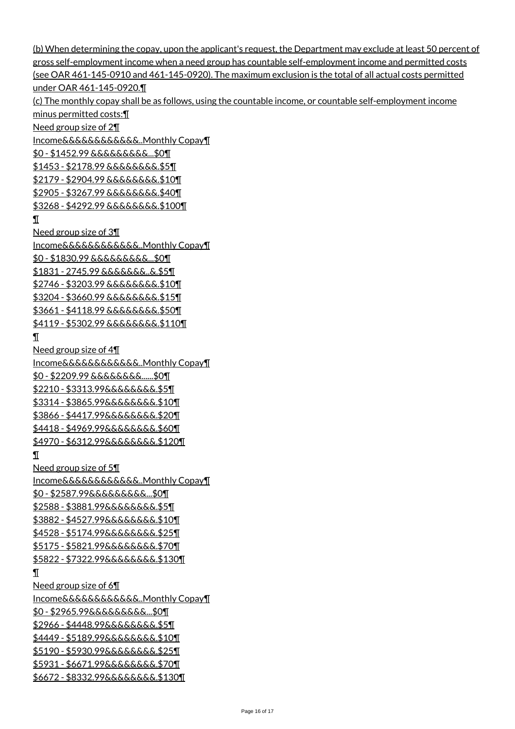(b) When determining the copay, upon the applicant's request, the Department may exclude at least 50 percent of gross self-employment income when a need group has countable self-employment income and permitted costs (see OAR 461-145-0910 and 461-145-0920). The maximum exclusion is the total of all actual costs permitted under OAR 461-145-0920.¶

(c) The monthly copay shall be as follows, using the countable income, or countable self-employment income minus permitted costs:¶

Need group size of 2¶

Income&&&&&&&&&&&..Monthly Copay¶

$0 - $1452.99 &&&&&&&&&...$0¶

$1453 - $2178.99 &&&&&&&&.$5¶

$2179 - $2904.99 &&&&&&&&.$10¶

$2905 - $3267.99 &&&&&&&&.$40¶

$3268 - $4292.99 &&&&&&&&.$100¶

¶

Need group size of 3¶

Income&&&&&&&&&&&..Monthly Copay¶

$0 - $1830.99 &&&&&&&&&...$0¶

$1831 - 2745.99 &&&&&&&..&.$5¶

$2746 - $3203.99 &&&&&&&&.$10¶

$3204 - $3660.99 &&&&&&&&.$15¶

$3661 - $4118.99 &&&&&&&&.$50¶

$4119 - $5302.99 &&&&&&&&.$110¶

¶

Need group size of 4¶

Income&&&&&&&&&&&..Monthly Copay¶

$0 - $2209.99 &&&&&&&&......$0¶

$2210 - $3313.99&&&&&&&&.$5¶

$3314 - $3865.99&&&&&&&&.$10¶

$3866 - $4417.99&&&&&&&&.$20¶

$4418 - $4969.99&&&&&&&&.$60¶

$4970 - $6312.99&&&&&&&&.$120¶

¶

Need group size of 5¶

Income&&&&&&&&&&&..Monthly Copay¶

$0 - $2587.99&&&&&&&&&...$0¶

$2588 - $3881.99&&&&&&&&.$5¶

$3882 - $4527.99&&&&&&&&.$10¶

$4528 - $5174.99&&&&&&&&.$25¶

$5175 - $5821.99&&&&&&&&.$70¶

$5822 - $7322.99&&&&&&&&.$130¶

¶

Need group size of 6¶

Income&&&&&&&&&&&..Monthly Copay¶

$0 - $2965.99&&&&&&&&&...$0¶

$2966 - $4448.99&&&&&&&&.$5¶

$4449 - $5189.99&&&&&&&&.$10¶

$5190 - $5930.99&&&&&&&&.$25¶

$5931 - $6671.99&&&&&&&&.$70¶

$6672 - $8332.99&&&&&&&&.$130¶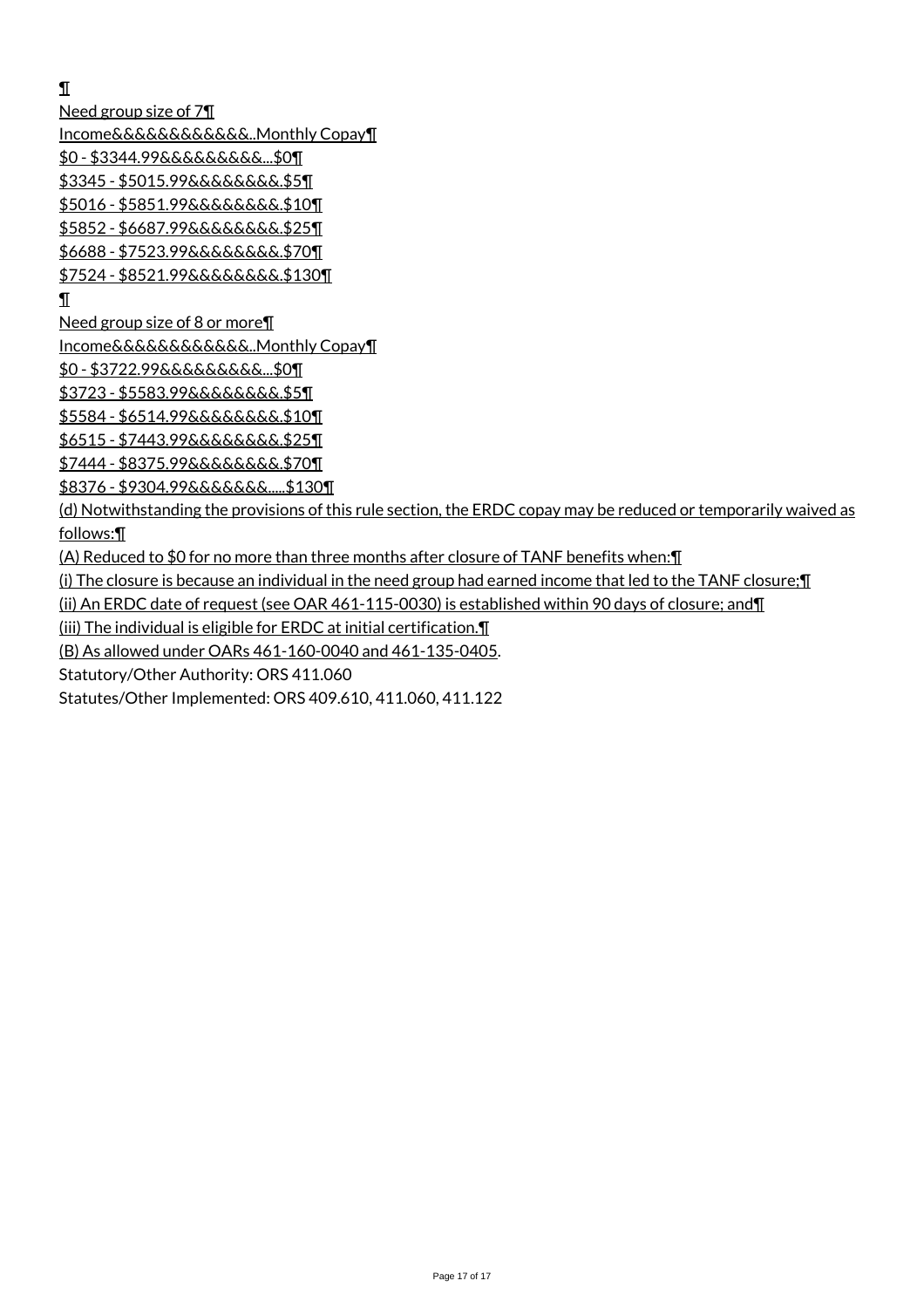¶

Need group size of 7¶

Income&&&&&&&&&&&..Monthly Copay¶

$0 - $3344.99&&&&&&&&&...$0¶

$3345 - $5015.99&&&&&&&&.$5¶

$5016 - $5851.99&&&&&&&&.$10¶

$5852 - $6687.99&&&&&&&&.$25¶

$6688 - $7523.99&&&&&&&&.$70¶

$7524 - $8521.99&&&&&&&&.$130¶

¶

Need group size of 8 or more¶

Income&&&&&&&&&&&..Monthly Copay¶

$0 - $3722.99&&&&&&&&&...$0¶

$3723 - $5583.99&&&&&&&&.$5¶

$5584 - $6514.99&&&&&&&&.$10¶

$6515 - $7443.99&&&&&&&&.$25¶

$7444 - $8375.99&&&&&&&&.$70¶

$8376 - $9304.99&&&&&&&.....$130¶

(d) Notwithstanding the provisions of this rule section, the ERDC copay may be reduced or temporarily waived as follows:¶

(A) Reduced to $0 for no more than three months after closure of TANF benefits when:¶

(i) The closure is because an individual in the need group had earned income that led to the TANF closure;¶

(ii) An ERDC date of request (see OAR 461-115-0030) is established within 90 days of closure; and¶

(iii) The individual is eligible for ERDC at initial certification.¶

(B) As allowed under OARs 461-160-0040 and 461-135-0405.

Statutory/Other Authority: ORS 411.060

Statutes/Other Implemented: ORS 409.610, 411.060, 411.122